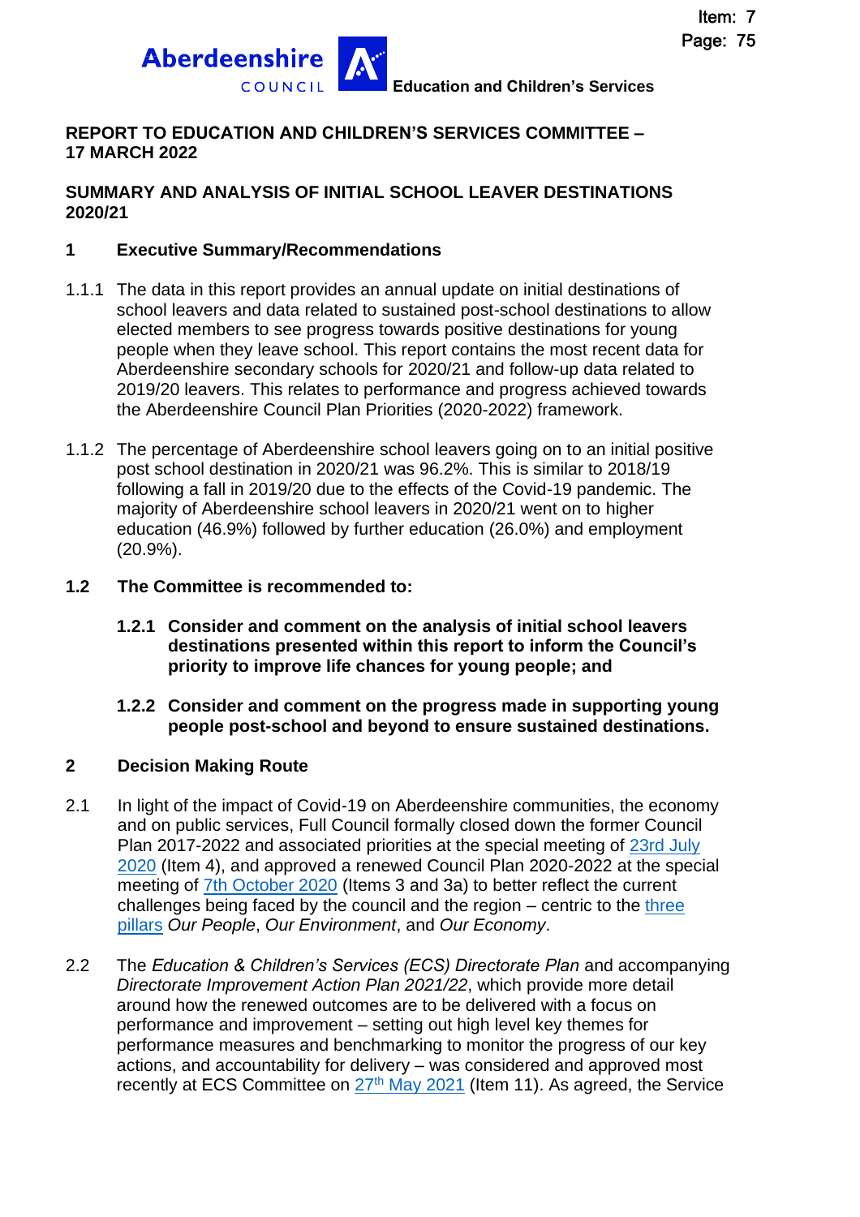Education and Children's Services

**REPORT TO EDUCATION AND CHILDREN'S SERVICES COMMITTEE – 17 MARCH 2022**

**SUMMARY AND ANALYSIS OF INITIAL SCHOOL LEAVER DESTINATIONS 2020/21**

## 1 Executive Summary/Recommendations

1.1.1 The data in this report provides an annual update on initial destinations of school leavers and data related to sustained post-school destinations to allow elected members to see progress towards positive destinations for young people when they leave school. This report contains the most recent data for Aberdeenshire secondary schools for 2020/21 and follow-up data related to 2019/20 leavers. This relates to performance and progress achieved towards the Aberdeenshire Council Plan Priorities (2020-2022) framework.

1.1.2 The percentage of Aberdeenshire school leavers going on to an initial positive post school destination in 2020/21 was 96.2%. This is similar to 2018/19 following a fall in 2019/20 due to the effects of the Covid-19 pandemic. The majority of Aberdeenshire school leavers in 2020/21 went on to higher education (46.9%) followed by further education (26.0%) and employment (20.9%).

**1.2 The Committee is recommended to:**

**1.2.1 Consider and comment on the analysis of initial school leavers destinations presented within this report to inform the Council's priority to improve life chances for young people; and**

**1.2.2 Consider and comment on the progress made in supporting young people post-school and beyond to ensure sustained destinations.**

## 2 Decision Making Route

2.1 In light of the impact of Covid-19 on Aberdeenshire communities, the economy and on public services, Full Council formally closed down the former Council Plan 2017-2022 and associated priorities at the special meeting of 23rd July 2020 (Item 4), and approved a renewed Council Plan 2020-2022 at the special meeting of 7th October 2020 (Items 3 and 3a) to better reflect the current challenges being faced by the council and the region – centric to the three pillars *Our People*, *Our Environment*, and *Our Economy*.

2.2 The *Education & Children's Services (ECS) Directorate Plan* and accompanying *Directorate Improvement Action Plan 2021/22*, which provide more detail around how the renewed outcomes are to be delivered with a focus on performance and improvement – setting out high level key themes for performance measures and benchmarking to monitor the progress of our key actions, and accountability for delivery – was considered and approved most recently at ECS Committee on 27th May 2021 (Item 11). As agreed, the Service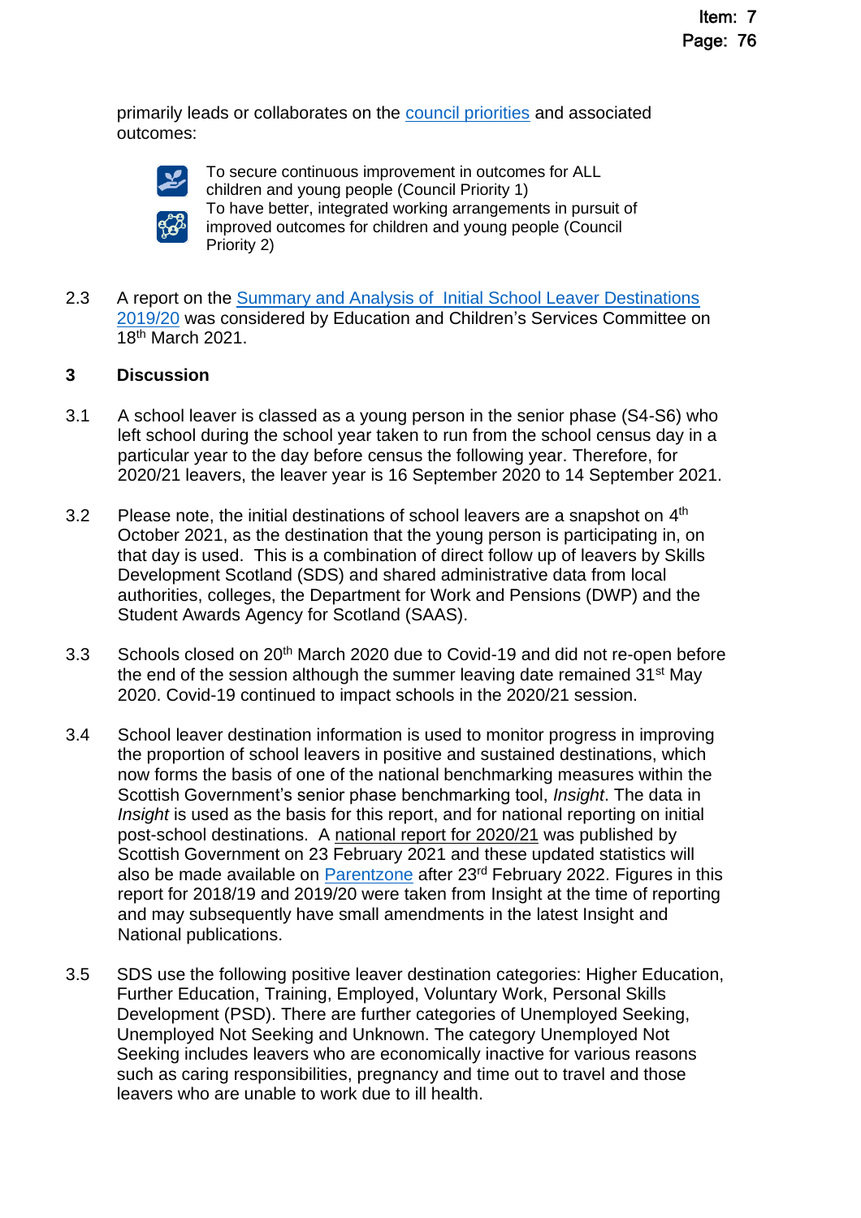primarily leads or collaborates on the council priorities and associated outcomes:

- To secure continuous improvement in outcomes for ALL children and young people (Council Priority 1)
- To have better, integrated working arrangements in pursuit of improved outcomes for children and young people (Council Priority 2)

2.3 A report on the Summary and Analysis of Initial School Leaver Destinations 2019/20 was considered by Education and Children's Services Committee on 18th March 2021.

## 3 Discussion

3.1 A school leaver is classed as a young person in the senior phase (S4-S6) who left school during the school year taken to run from the school census day in a particular year to the day before census the following year. Therefore, for 2020/21 leavers, the leaver year is 16 September 2020 to 14 September 2021.

3.2 Please note, the initial destinations of school leavers are a snapshot on 4th October 2021, as the destination that the young person is participating in, on that day is used. This is a combination of direct follow up of leavers by Skills Development Scotland (SDS) and shared administrative data from local authorities, colleges, the Department for Work and Pensions (DWP) and the Student Awards Agency for Scotland (SAAS).

3.3 Schools closed on 20th March 2020 due to Covid-19 and did not re-open before the end of the session although the summer leaving date remained 31st May 2020. Covid-19 continued to impact schools in the 2020/21 session.

3.4 School leaver destination information is used to monitor progress in improving the proportion of school leavers in positive and sustained destinations, which now forms the basis of one of the national benchmarking measures within the Scottish Government's senior phase benchmarking tool, *Insight*. The data in *Insight* is used as the basis for this report, and for national reporting on initial post-school destinations. A national report for 2020/21 was published by Scottish Government on 23 February 2021 and these updated statistics will also be made available on Parentzone after 23rd February 2022. Figures in this report for 2018/19 and 2019/20 were taken from Insight at the time of reporting and may subsequently have small amendments in the latest Insight and National publications.

3.5 SDS use the following positive leaver destination categories: Higher Education, Further Education, Training, Employed, Voluntary Work, Personal Skills Development (PSD). There are further categories of Unemployed Seeking, Unemployed Not Seeking and Unknown. The category Unemployed Not Seeking includes leavers who are economically inactive for various reasons such as caring responsibilities, pregnancy and time out to travel and those leavers who are unable to work due to ill health.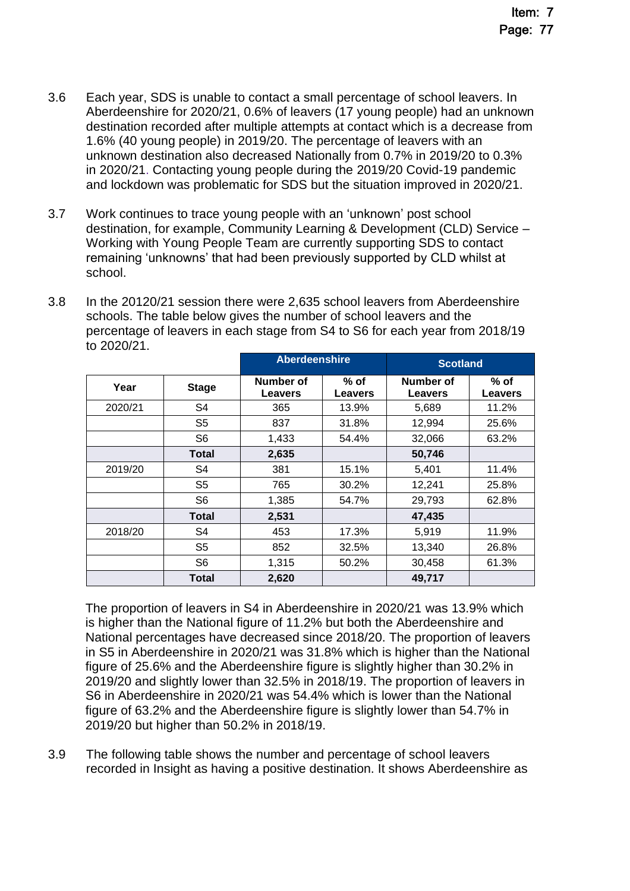3.6 Each year, SDS is unable to contact a small percentage of school leavers. In Aberdeenshire for 2020/21, 0.6% of leavers (17 young people) had an unknown destination recorded after multiple attempts at contact which is a decrease from 1.6% (40 young people) in 2019/20. The percentage of leavers with an unknown destination also decreased Nationally from 0.7% in 2019/20 to 0.3% in 2020/21. Contacting young people during the 2019/20 Covid-19 pandemic and lockdown was problematic for SDS but the situation improved in 2020/21.

3.7 Work continues to trace young people with an 'unknown' post school destination, for example, Community Learning & Development (CLD) Service – Working with Young People Team are currently supporting SDS to contact remaining 'unknowns' that had been previously supported by CLD whilst at school.

3.8 In the 20120/21 session there were 2,635 school leavers from Aberdeenshire schools. The table below gives the number of school leavers and the percentage of leavers in each stage from S4 to S6 for each year from 2018/19 to 2020/21.

| | | Aberdeenshire | | Scotland | |
|---|---|---|---|---|---|
| **Year** | **Stage** | **Number of Leavers** | **% of Leavers** | **Number of Leavers** | **% of Leavers** |
| 2020/21 | S4 | 365 | 13.9% | 5,689 | 11.2% |
| | S5 | 837 | 31.8% | 12,994 | 25.6% |
| | S6 | 1,433 | 54.4% | 32,066 | 63.2% |
| | **Total** | **2,635** | | **50,746** | |
| 2019/20 | S4 | 381 | 15.1% | 5,401 | 11.4% |
| | S5 | 765 | 30.2% | 12,241 | 25.8% |
| | S6 | 1,385 | 54.7% | 29,793 | 62.8% |
| | **Total** | **2,531** | | **47,435** | |
| 2018/20 | S4 | 453 | 17.3% | 5,919 | 11.9% |
| | S5 | 852 | 32.5% | 13,340 | 26.8% |
| | S6 | 1,315 | 50.2% | 30,458 | 61.3% |
| | **Total** | **2,620** | | **49,717** | |

The proportion of leavers in S4 in Aberdeenshire in 2020/21 was 13.9% which is higher than the National figure of 11.2% but both the Aberdeenshire and National percentages have decreased since 2018/20. The proportion of leavers in S5 in Aberdeenshire in 2020/21 was 31.8% which is higher than the National figure of 25.6% and the Aberdeenshire figure is slightly higher than 30.2% in 2019/20 and slightly lower than 32.5% in 2018/19. The proportion of leavers in S6 in Aberdeenshire in 2020/21 was 54.4% which is lower than the National figure of 63.2% and the Aberdeenshire figure is slightly lower than 54.7% in 2019/20 but higher than 50.2% in 2018/19.

3.9 The following table shows the number and percentage of school leavers recorded in Insight as having a positive destination. It shows Aberdeenshire as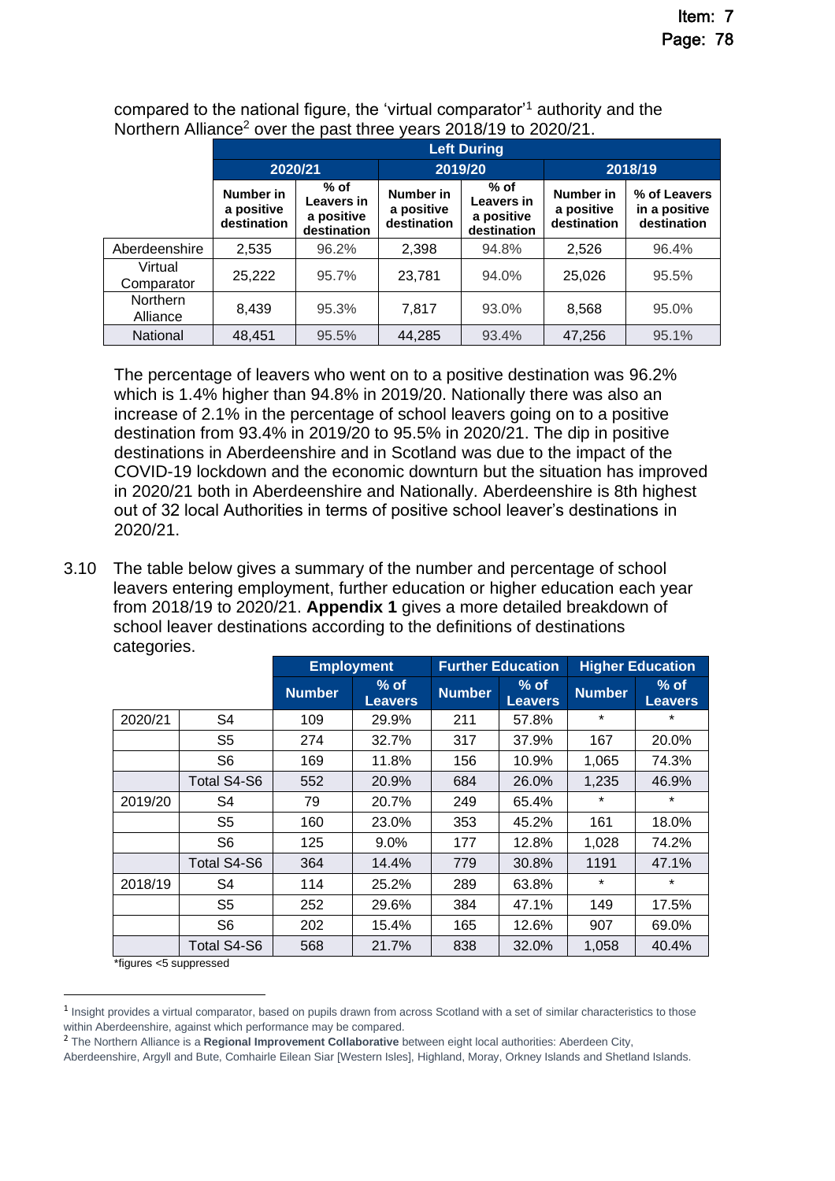compared to the national figure, the 'virtual comparator'[1] authority and the Northern Alliance[2] over the past three years 2018/19 to 2020/21.

| | Left During | | | | | |
|---|---|---|---|---|---|---|
| | 2020/21 | | 2019/20 | | 2018/19 | |
| | Number in a positive destination | % of Leavers in a positive destination | Number in a positive destination | % of Leavers in a positive destination | Number in a positive destination | % of Leavers in a positive destination |
| Aberdeenshire | 2,535 | 96.2% | 2,398 | 94.8% | 2,526 | 96.4% |
| Virtual Comparator | 25,222 | 95.7% | 23,781 | 94.0% | 25,026 | 95.5% |
| Northern Alliance | 8,439 | 95.3% | 7,817 | 93.0% | 8,568 | 95.0% |
| National | 48,451 | 95.5% | 44,285 | 93.4% | 47,256 | 95.1% |

The percentage of leavers who went on to a positive destination was 96.2% which is 1.4% higher than 94.8% in 2019/20. Nationally there was also an increase of 2.1% in the percentage of school leavers going on to a positive destination from 93.4% in 2019/20 to 95.5% in 2020/21. The dip in positive destinations in Aberdeenshire and in Scotland was due to the impact of the COVID-19 lockdown and the economic downturn but the situation has improved in 2020/21 both in Aberdeenshire and Nationally. Aberdeenshire is 8th highest out of 32 local Authorities in terms of positive school leaver's destinations in 2020/21.

3.10 The table below gives a summary of the number and percentage of school leavers entering employment, further education or higher education each year from 2018/19 to 2020/21. **Appendix 1** gives a more detailed breakdown of school leaver destinations according to the definitions of destinations categories.

| | | Employment | | Further Education | | Higher Education | |
|---|---|---|---|---|---|---|---|
| | | Number | % of Leavers | Number | % of Leavers | Number | % of Leavers |
| 2020/21 | S4 | 109 | 29.9% | 211 | 57.8% | * | * |
| | S5 | 274 | 32.7% | 317 | 37.9% | 167 | 20.0% |
| | S6 | 169 | 11.8% | 156 | 10.9% | 1,065 | 74.3% |
| | Total S4-S6 | 552 | 20.9% | 684 | 26.0% | 1,235 | 46.9% |
| 2019/20 | S4 | 79 | 20.7% | 249 | 65.4% | * | * |
| | S5 | 160 | 23.0% | 353 | 45.2% | 161 | 18.0% |
| | S6 | 125 | 9.0% | 177 | 12.8% | 1,028 | 74.2% |
| | Total S4-S6 | 364 | 14.4% | 779 | 30.8% | 1191 | 47.1% |
| 2018/19 | S4 | 114 | 25.2% | 289 | 63.8% | * | * |
| | S5 | 252 | 29.6% | 384 | 47.1% | 149 | 17.5% |
| | S6 | 202 | 15.4% | 165 | 12.6% | 907 | 69.0% |
| | Total S4-S6 | 568 | 21.7% | 838 | 32.0% | 1,058 | 40.4% |

*figures <5 suppressed

[1] Insight provides a virtual comparator, based on pupils drawn from across Scotland with a set of similar characteristics to those within Aberdeenshire, against which performance may be compared.

[2] The Northern Alliance is a **Regional Improvement Collaborative** between eight local authorities: Aberdeen City, Aberdeenshire, Argyll and Bute, Comhairle Eilean Siar [Western Isles], Highland, Moray, Orkney Islands and Shetland Islands.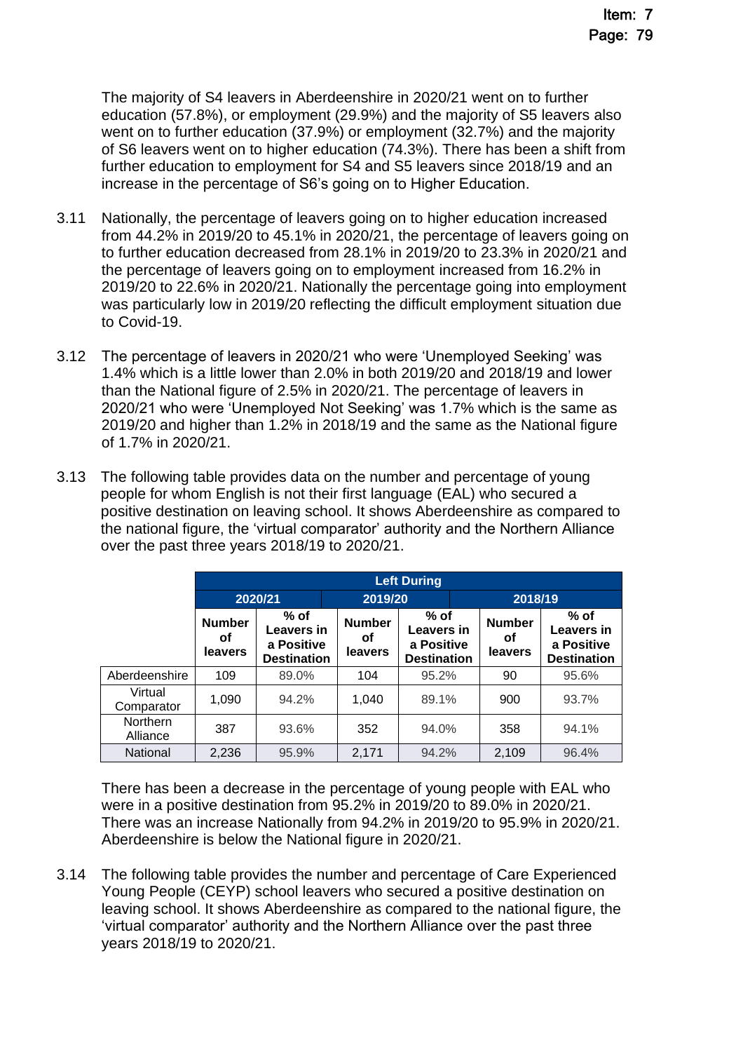The majority of S4 leavers in Aberdeenshire in 2020/21 went on to further education (57.8%), or employment (29.9%) and the majority of S5 leavers also went on to further education (37.9%) or employment (32.7%) and the majority of S6 leavers went on to higher education (74.3%). There has been a shift from further education to employment for S4 and S5 leavers since 2018/19 and an increase in the percentage of S6's going on to Higher Education.

3.11 Nationally, the percentage of leavers going on to higher education increased from 44.2% in 2019/20 to 45.1% in 2020/21, the percentage of leavers going on to further education decreased from 28.1% in 2019/20 to 23.3% in 2020/21 and the percentage of leavers going on to employment increased from 16.2% in 2019/20 to 22.6% in 2020/21. Nationally the percentage going into employment was particularly low in 2019/20 reflecting the difficult employment situation due to Covid-19.

3.12 The percentage of leavers in 2020/21 who were 'Unemployed Seeking' was 1.4% which is a little lower than 2.0% in both 2019/20 and 2018/19 and lower than the National figure of 2.5% in 2020/21. The percentage of leavers in 2020/21 who were 'Unemployed Not Seeking' was 1.7% which is the same as 2019/20 and higher than 1.2% in 2018/19 and the same as the National figure of 1.7% in 2020/21.

3.13 The following table provides data on the number and percentage of young people for whom English is not their first language (EAL) who secured a positive destination on leaving school. It shows Aberdeenshire as compared to the national figure, the 'virtual comparator' authority and the Northern Alliance over the past three years 2018/19 to 2020/21.

| | Left During | | | | | |
|---|---|---|---|---|---|---|
| | 2020/21 | | 2019/20 | | 2018/19 | |
| | Number of leavers | % of Leavers in a Positive Destination | Number of leavers | % of Leavers in a Positive Destination | Number of leavers | % of Leavers in a Positive Destination |
| Aberdeenshire | 109 | 89.0% | 104 | 95.2% | 90 | 95.6% |
| Virtual Comparator | 1,090 | 94.2% | 1,040 | 89.1% | 900 | 93.7% |
| Northern Alliance | 387 | 93.6% | 352 | 94.0% | 358 | 94.1% |
| National | 2,236 | 95.9% | 2,171 | 94.2% | 2,109 | 96.4% |

There has been a decrease in the percentage of young people with EAL who were in a positive destination from 95.2% in 2019/20 to 89.0% in 2020/21. There was an increase Nationally from 94.2% in 2019/20 to 95.9% in 2020/21. Aberdeenshire is below the National figure in 2020/21.

3.14 The following table provides the number and percentage of Care Experienced Young People (CEYP) school leavers who secured a positive destination on leaving school. It shows Aberdeenshire as compared to the national figure, the 'virtual comparator' authority and the Northern Alliance over the past three years 2018/19 to 2020/21.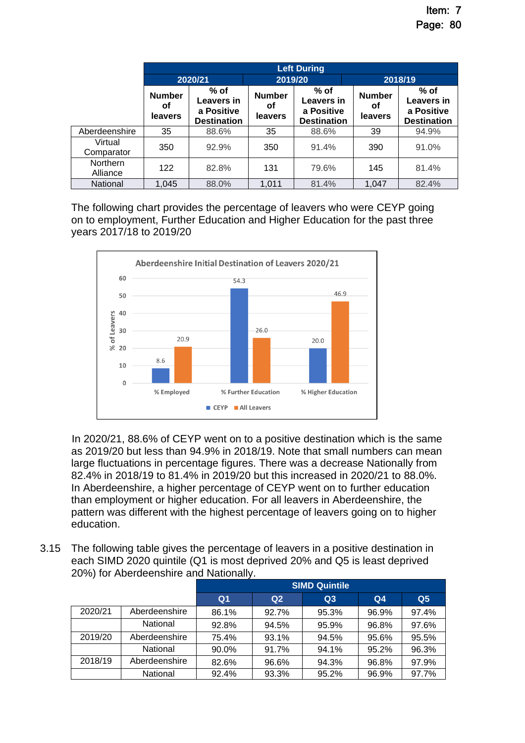| | Left During | | | | | |
|---|---|---|---|---|---|---|
| | 2020/21 | | 2019/20 | | 2018/19 | |
| | Number of leavers | % of Leavers in a Positive Destination | Number of leavers | % of Leavers in a Positive Destination | Number of leavers | % of Leavers in a Positive Destination |
| Aberdeenshire | 35 | 88.6% | 35 | 88.6% | 39 | 94.9% |
| Virtual Comparator | 350 | 92.9% | 350 | 91.4% | 390 | 91.0% |
| Northern Alliance | 122 | 82.8% | 131 | 79.6% | 145 | 81.4% |
| National | 1,045 | 88.0% | 1,011 | 81.4% | 1,047 | 82.4% |

The following chart provides the percentage of leavers who were CEYP going on to employment, Further Education and Higher Education for the past three years 2017/18 to 2019/20

**Aberdeenshire Initial Destination of Leavers 2020/21**

| | CEYP | All Leavers |
|---|---|---|
| % Employed | 8.6 | 20.9 |
| % Further Education | 54.3 | 26.0 |
| % Higher Education | 20.0 | 46.9 |

In 2020/21, 88.6% of CEYP went on to a positive destination which is the same as 2019/20 but less than 94.9% in 2018/19. Note that small numbers can mean large fluctuations in percentage figures. There was a decrease Nationally from 82.4% in 2018/19 to 81.4% in 2019/20 but this increased in 2020/21 to 88.0%. In Aberdeenshire, a higher percentage of CEYP went on to further education than employment or higher education. For all leavers in Aberdeenshire, the pattern was different with the highest percentage of leavers going on to higher education.

3.15 The following table gives the percentage of leavers in a positive destination in each SIMD 2020 quintile (Q1 is most deprived 20% and Q5 is least deprived 20%) for Aberdeenshire and Nationally.

| | | SIMD Quintile | | | | |
|---|---|---|---|---|---|---|
| | | Q1 | Q2 | Q3 | Q4 | Q5 |
| 2020/21 | Aberdeenshire | 86.1% | 92.7% | 95.3% | 96.9% | 97.4% |
| | National | 92.8% | 94.5% | 95.9% | 96.8% | 97.6% |
| 2019/20 | Aberdeenshire | 75.4% | 93.1% | 94.5% | 95.6% | 95.5% |
| | National | 90.0% | 91.7% | 94.1% | 95.2% | 96.3% |
| 2018/19 | Aberdeenshire | 82.6% | 96.6% | 94.3% | 96.8% | 97.9% |
| | National | 92.4% | 93.3% | 95.2% | 96.9% | 97.7% |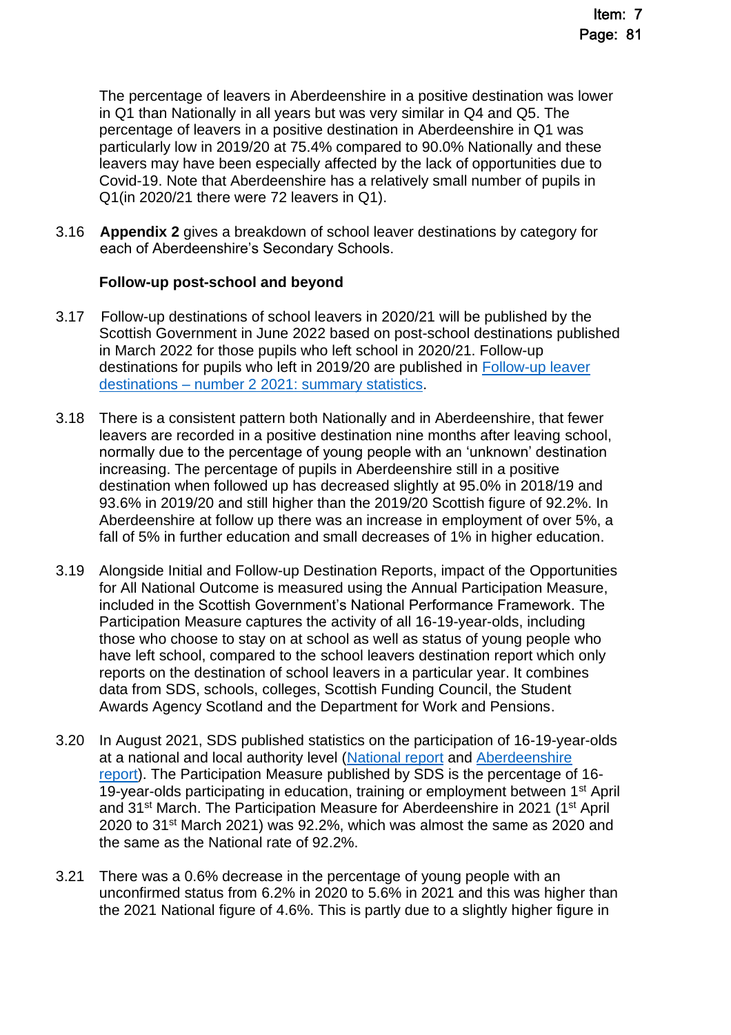The percentage of leavers in Aberdeenshire in a positive destination was lower in Q1 than Nationally in all years but was very similar in Q4 and Q5. The percentage of leavers in a positive destination in Aberdeenshire in Q1 was particularly low in 2019/20 at 75.4% compared to 90.0% Nationally and these leavers may have been especially affected by the lack of opportunities due to Covid-19. Note that Aberdeenshire has a relatively small number of pupils in Q1(in 2020/21 there were 72 leavers in Q1).

3.16 **Appendix 2** gives a breakdown of school leaver destinations by category for each of Aberdeenshire's Secondary Schools.

**Follow-up post-school and beyond**

3.17 Follow-up destinations of school leavers in 2020/21 will be published by the Scottish Government in June 2022 based on post-school destinations published in March 2022 for those pupils who left school in 2020/21. Follow-up destinations for pupils who left in 2019/20 are published in [Follow-up leaver destinations – number 2 2021: summary statistics]().

3.18 There is a consistent pattern both Nationally and in Aberdeenshire, that fewer leavers are recorded in a positive destination nine months after leaving school, normally due to the percentage of young people with an 'unknown' destination increasing. The percentage of pupils in Aberdeenshire still in a positive destination when followed up has decreased slightly at 95.0% in 2018/19 and 93.6% in 2019/20 and still higher than the 2019/20 Scottish figure of 92.2%. In Aberdeenshire at follow up there was an increase in employment of over 5%, a fall of 5% in further education and small decreases of 1% in higher education.

3.19 Alongside Initial and Follow-up Destination Reports, impact of the Opportunities for All National Outcome is measured using the Annual Participation Measure, included in the Scottish Government's National Performance Framework. The Participation Measure captures the activity of all 16-19-year-olds, including those who choose to stay on at school as well as status of young people who have left school, compared to the school leavers destination report which only reports on the destination of school leavers in a particular year. It combines data from SDS, schools, colleges, Scottish Funding Council, the Student Awards Agency Scotland and the Department for Work and Pensions.

3.20 In August 2021, SDS published statistics on the participation of 16-19-year-olds at a national and local authority level ([National report]() and [Aberdeenshire report]()). The Participation Measure published by SDS is the percentage of 16-19-year-olds participating in education, training or employment between 1st April and 31st March. The Participation Measure for Aberdeenshire in 2021 (1st April 2020 to 31st March 2021) was 92.2%, which was almost the same as 2020 and the same as the National rate of 92.2%.

3.21 There was a 0.6% decrease in the percentage of young people with an unconfirmed status from 6.2% in 2020 to 5.6% in 2021 and this was higher than the 2021 National figure of 4.6%. This is partly due to a slightly higher figure in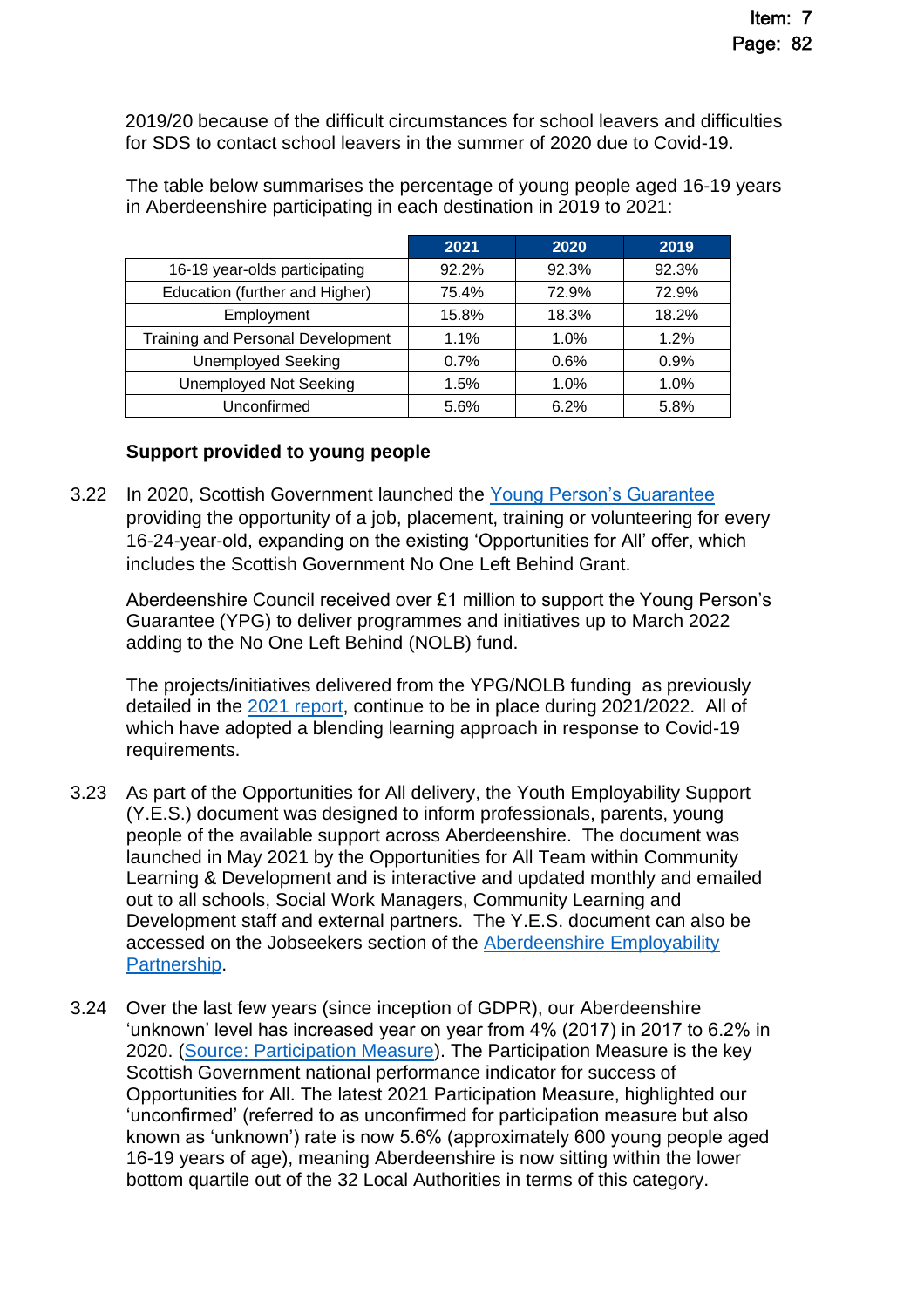2019/20 because of the difficult circumstances for school leavers and difficulties for SDS to contact school leavers in the summer of 2020 due to Covid-19.

The table below summarises the percentage of young people aged 16-19 years in Aberdeenshire participating in each destination in 2019 to 2021:

| | 2021 | 2020 | 2019 |
|---|---|---|---|
| 16-19 year-olds participating | 92.2% | 92.3% | 92.3% |
| Education (further and Higher) | 75.4% | 72.9% | 72.9% |
| Employment | 15.8% | 18.3% | 18.2% |
| Training and Personal Development | 1.1% | 1.0% | 1.2% |
| Unemployed Seeking | 0.7% | 0.6% | 0.9% |
| Unemployed Not Seeking | 1.5% | 1.0% | 1.0% |
| Unconfirmed | 5.6% | 6.2% | 5.8% |

**Support provided to young people**

3.22 In 2020, Scottish Government launched the Young Person's Guarantee providing the opportunity of a job, placement, training or volunteering for every 16-24-year-old, expanding on the existing 'Opportunities for All' offer, which includes the Scottish Government No One Left Behind Grant.

Aberdeenshire Council received over £1 million to support the Young Person's Guarantee (YPG) to deliver programmes and initiatives up to March 2022 adding to the No One Left Behind (NOLB) fund.

The projects/initiatives delivered from the YPG/NOLB funding as previously detailed in the 2021 report, continue to be in place during 2021/2022. All of which have adopted a blending learning approach in response to Covid-19 requirements.

3.23 As part of the Opportunities for All delivery, the Youth Employability Support (Y.E.S.) document was designed to inform professionals, parents, young people of the available support across Aberdeenshire. The document was launched in May 2021 by the Opportunities for All Team within Community Learning & Development and is interactive and updated monthly and emailed out to all schools, Social Work Managers, Community Learning and Development staff and external partners. The Y.E.S. document can also be accessed on the Jobseekers section of the Aberdeenshire Employability Partnership.

3.24 Over the last few years (since inception of GDPR), our Aberdeenshire 'unknown' level has increased year on year from 4% (2017) in 2017 to 6.2% in 2020. (Source: Participation Measure). The Participation Measure is the key Scottish Government national performance indicator for success of Opportunities for All. The latest 2021 Participation Measure, highlighted our 'unconfirmed' (referred to as unconfirmed for participation measure but also known as 'unknown') rate is now 5.6% (approximately 600 young people aged 16-19 years of age), meaning Aberdeenshire is now sitting within the lower bottom quartile out of the 32 Local Authorities in terms of this category.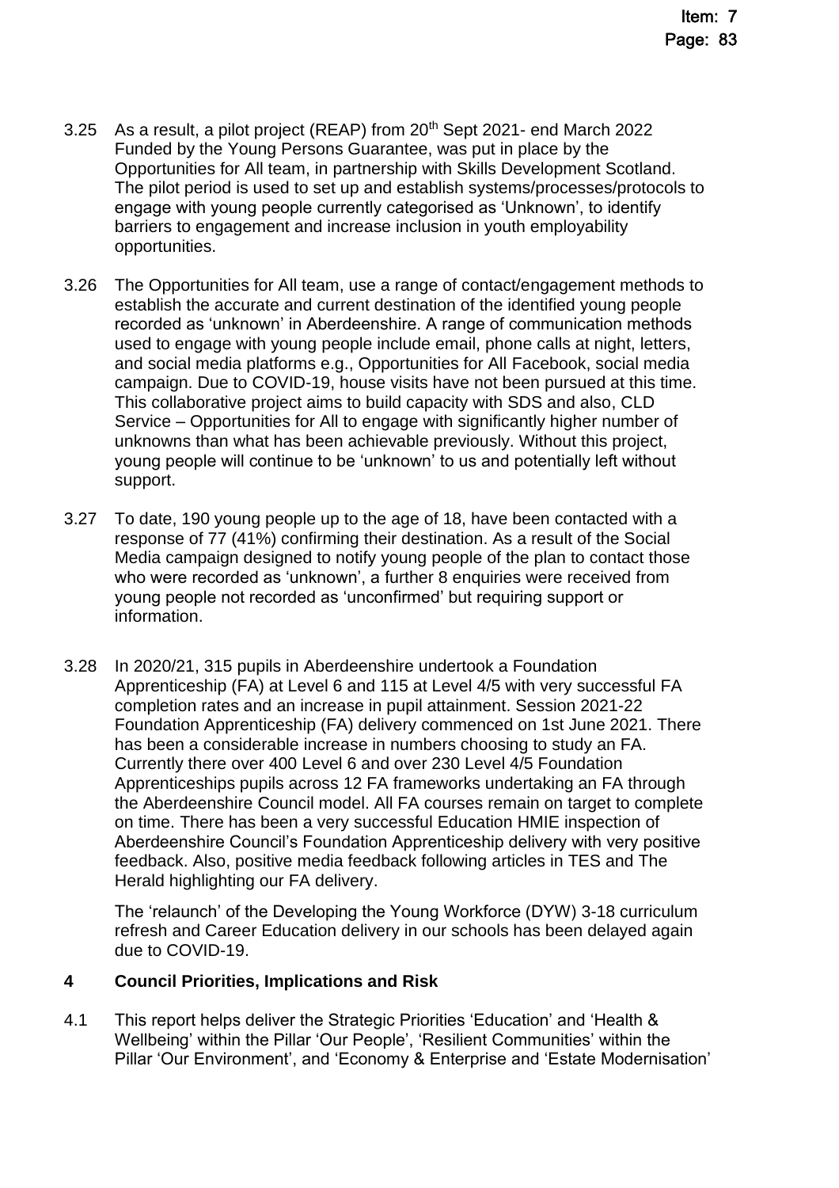3.25 As a result, a pilot project (REAP) from 20th Sept 2021- end March 2022 Funded by the Young Persons Guarantee, was put in place by the Opportunities for All team, in partnership with Skills Development Scotland. The pilot period is used to set up and establish systems/processes/protocols to engage with young people currently categorised as 'Unknown', to identify barriers to engagement and increase inclusion in youth employability opportunities.

3.26 The Opportunities for All team, use a range of contact/engagement methods to establish the accurate and current destination of the identified young people recorded as 'unknown' in Aberdeenshire. A range of communication methods used to engage with young people include email, phone calls at night, letters, and social media platforms e.g., Opportunities for All Facebook, social media campaign. Due to COVID-19, house visits have not been pursued at this time. This collaborative project aims to build capacity with SDS and also, CLD Service – Opportunities for All to engage with significantly higher number of unknowns than what has been achievable previously. Without this project, young people will continue to be 'unknown' to us and potentially left without support.

3.27 To date, 190 young people up to the age of 18, have been contacted with a response of 77 (41%) confirming their destination. As a result of the Social Media campaign designed to notify young people of the plan to contact those who were recorded as 'unknown', a further 8 enquiries were received from young people not recorded as 'unconfirmed' but requiring support or information.

3.28 In 2020/21, 315 pupils in Aberdeenshire undertook a Foundation Apprenticeship (FA) at Level 6 and 115 at Level 4/5 with very successful FA completion rates and an increase in pupil attainment. Session 2021-22 Foundation Apprenticeship (FA) delivery commenced on 1st June 2021. There has been a considerable increase in numbers choosing to study an FA. Currently there over 400 Level 6 and over 230 Level 4/5 Foundation Apprenticeships pupils across 12 FA frameworks undertaking an FA through the Aberdeenshire Council model. All FA courses remain on target to complete on time. There has been a very successful Education HMIE inspection of Aberdeenshire Council's Foundation Apprenticeship delivery with very positive feedback. Also, positive media feedback following articles in TES and The Herald highlighting our FA delivery.

The 'relaunch' of the Developing the Young Workforce (DYW) 3-18 curriculum refresh and Career Education delivery in our schools has been delayed again due to COVID-19.

## 4 Council Priorities, Implications and Risk

4.1 This report helps deliver the Strategic Priorities 'Education' and 'Health & Wellbeing' within the Pillar 'Our People', 'Resilient Communities' within the Pillar 'Our Environment', and 'Economy & Enterprise and 'Estate Modernisation'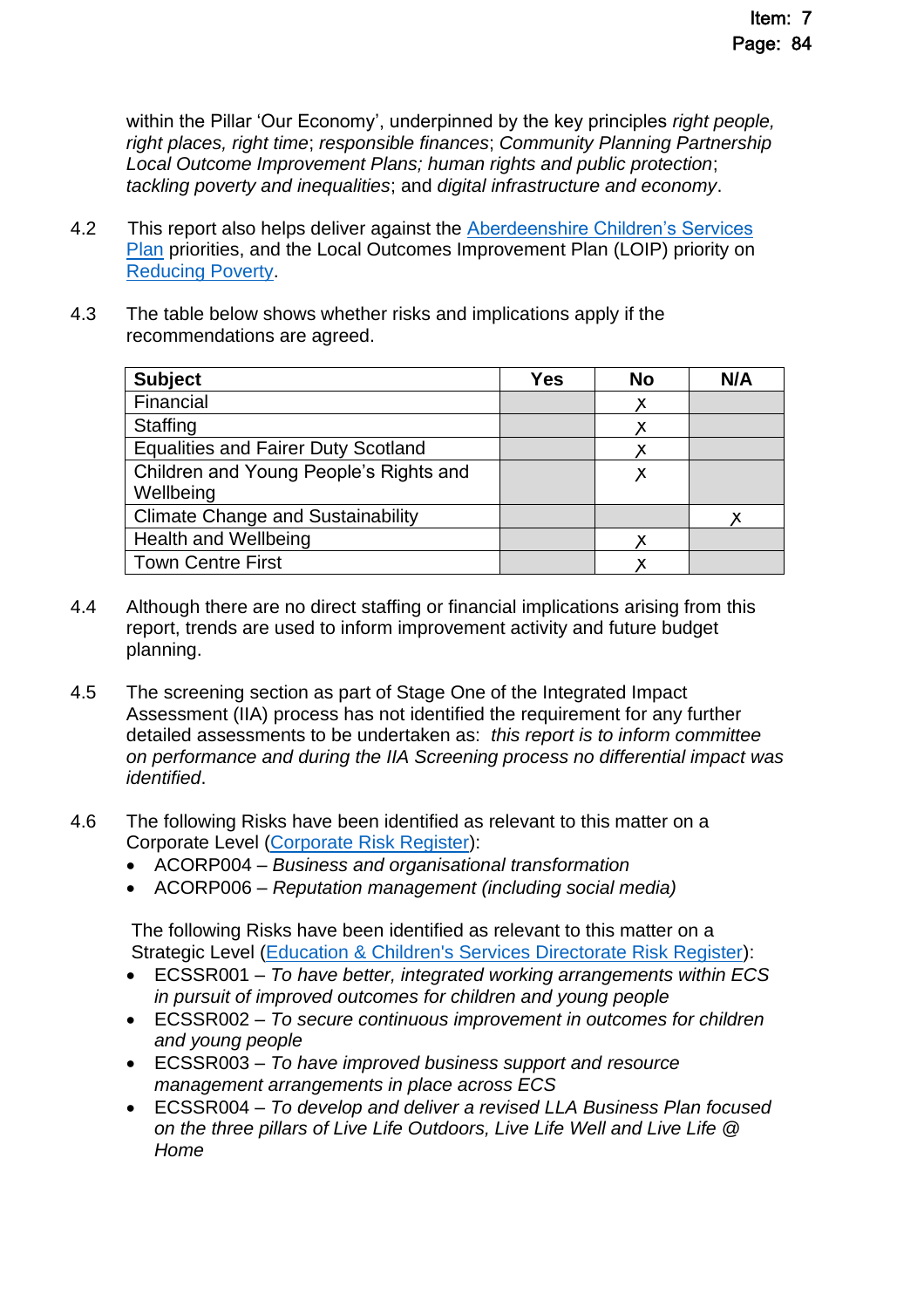within the Pillar 'Our Economy', underpinned by the key principles *right people, right places, right time*; *responsible finances*; *Community Planning Partnership Local Outcome Improvement Plans; human rights and public protection*; *tackling poverty and inequalities*; and *digital infrastructure and economy*.

4.2 This report also helps deliver against the [Aberdeenshire Children's Services Plan] priorities, and the Local Outcomes Improvement Plan (LOIP) priority on [Reducing Poverty].

4.3 The table below shows whether risks and implications apply if the recommendations are agreed.

| Subject | Yes | No | N/A |
|---|---|---|---|
| Financial | | x | |
| Staffing | | x | |
| Equalities and Fairer Duty Scotland | | x | |
| Children and Young People's Rights and Wellbeing | | x | |
| Climate Change and Sustainability | | | x |
| Health and Wellbeing | | x | |
| Town Centre First | | x | |

4.4 Although there are no direct staffing or financial implications arising from this report, trends are used to inform improvement activity and future budget planning.

4.5 The screening section as part of Stage One of the Integrated Impact Assessment (IIA) process has not identified the requirement for any further detailed assessments to be undertaken as: *this report is to inform committee on performance and during the IIA Screening process no differential impact was identified*.

4.6 The following Risks have been identified as relevant to this matter on a Corporate Level ([Corporate Risk Register]):

- ACORP004 – *Business and organisational transformation*
- ACORP006 – *Reputation management (including social media)*

The following Risks have been identified as relevant to this matter on a Strategic Level ([Education & Children's Services Directorate Risk Register]):

- ECSSR001 – *To have better, integrated working arrangements within ECS in pursuit of improved outcomes for children and young people*
- ECSSR002 – *To secure continuous improvement in outcomes for children and young people*
- ECSSR003 – *To have improved business support and resource management arrangements in place across ECS*
- ECSSR004 – *To develop and deliver a revised LLA Business Plan focused on the three pillars of Live Life Outdoors, Live Life Well and Live Life @ Home*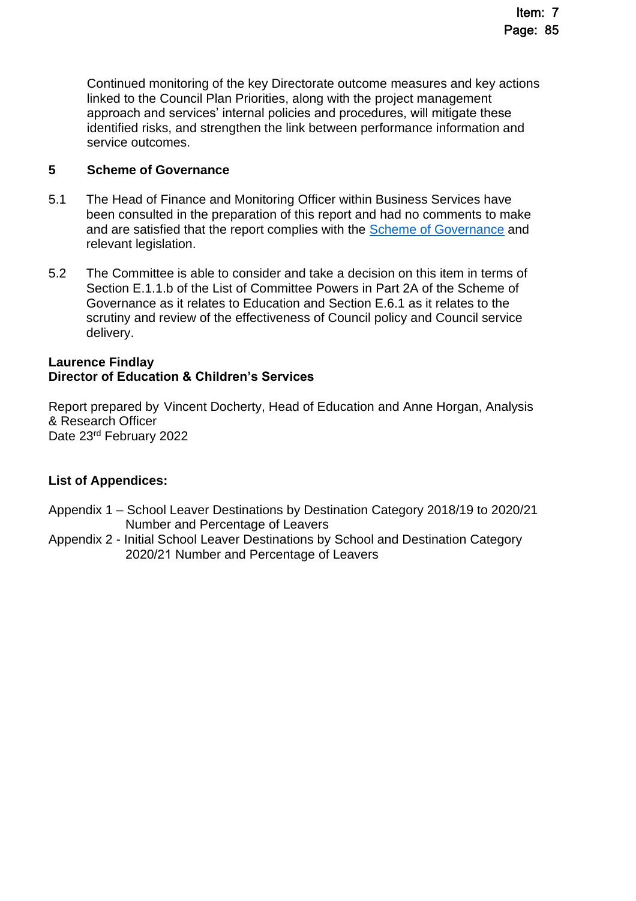Continued monitoring of the key Directorate outcome measures and key actions linked to the Council Plan Priorities, along with the project management approach and services' internal policies and procedures, will mitigate these identified risks, and strengthen the link between performance information and service outcomes.

## 5 Scheme of Governance

5.1 The Head of Finance and Monitoring Officer within Business Services have been consulted in the preparation of this report and had no comments to make and are satisfied that the report complies with the Scheme of Governance and relevant legislation.

5.2 The Committee is able to consider and take a decision on this item in terms of Section E.1.1.b of the List of Committee Powers in Part 2A of the Scheme of Governance as it relates to Education and Section E.6.1 as it relates to the scrutiny and review of the effectiveness of Council policy and Council service delivery.

**Laurence Findlay**
**Director of Education & Children's Services**

Report prepared by Vincent Docherty, Head of Education and Anne Horgan, Analysis & Research Officer
Date 23rd February 2022

**List of Appendices:**

Appendix 1 – School Leaver Destinations by Destination Category 2018/19 to 2020/21 Number and Percentage of Leavers
Appendix 2 - Initial School Leaver Destinations by School and Destination Category 2020/21 Number and Percentage of Leavers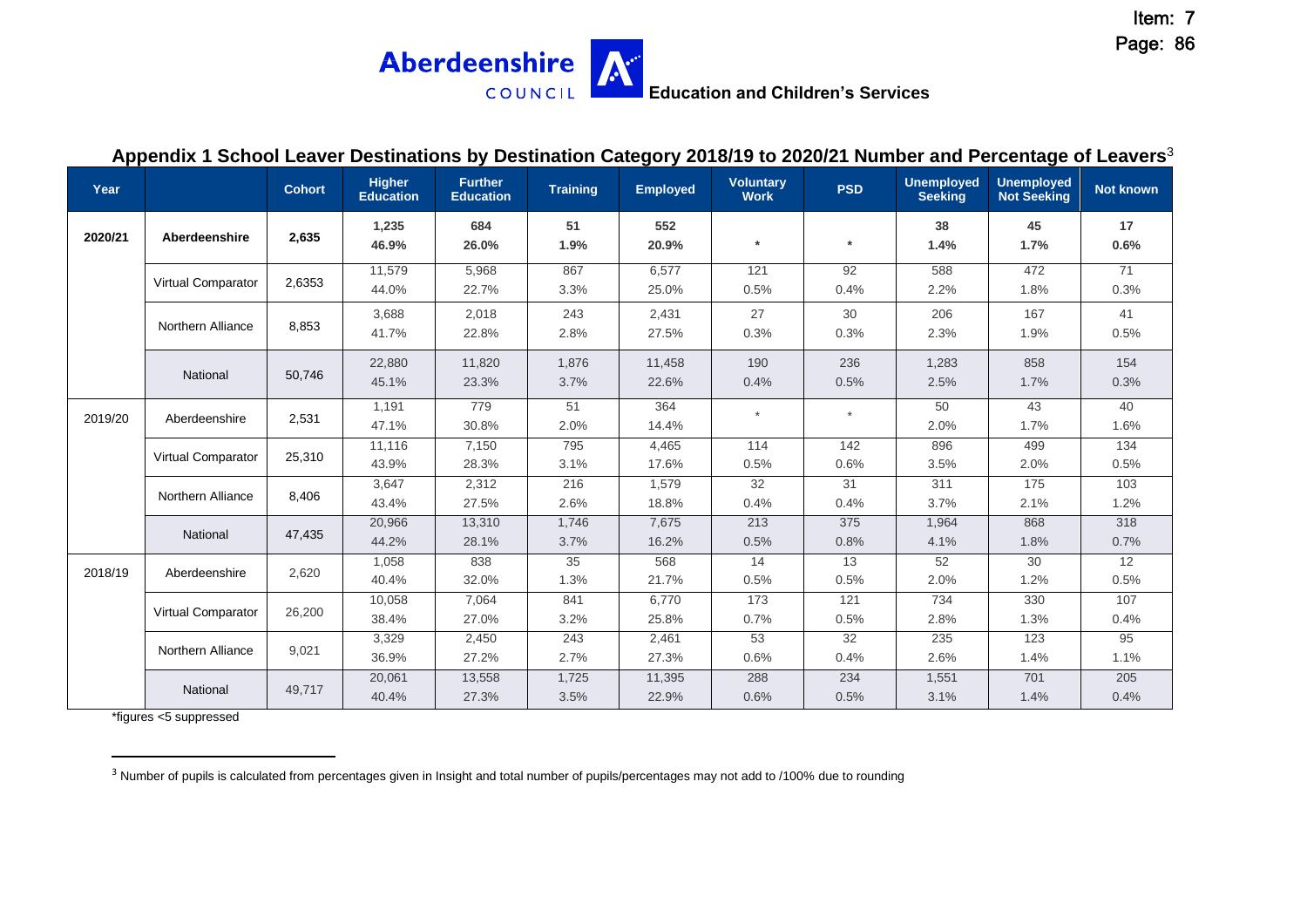Aberdeenshire COUNCIL **Education and Children's Services**

## Appendix 1 School Leaver Destinations by Destination Category 2018/19 to 2020/21 Number and Percentage of Leavers[3]

| Year | | Cohort | Higher Education | Further Education | Training | Employed | Voluntary Work | PSD | Unemployed Seeking | Unemployed Not Seeking | Not known |
|---|---|---|---|---|---|---|---|---|---|---|---|
| **2020/21** | **Aberdeenshire** | **2,635** | **1,235**<br>**46.9%** | **684**<br>**26.0%** | **51**<br>**1.9%** | **552**<br>**20.9%** | * | * | **38**<br>**1.4%** | **45**<br>**1.7%** | **17**<br>**0.6%** |
| | Virtual Comparator | 2,6353 | 11,579<br>44.0% | 5,968<br>22.7% | 867<br>3.3% | 6,577<br>25.0% | 121<br>0.5% | 92<br>0.4% | 588<br>2.2% | 472<br>1.8% | 71<br>0.3% |
| | Northern Alliance | 8,853 | 3,688<br>41.7% | 2,018<br>22.8% | 243<br>2.8% | 2,431<br>27.5% | 27<br>0.3% | 30<br>0.3% | 206<br>2.3% | 167<br>1.9% | 41<br>0.5% |
| | National | 50,746 | 22,880<br>45.1% | 11,820<br>23.3% | 1,876<br>3.7% | 11,458<br>22.6% | 190<br>0.4% | 236<br>0.5% | 1,283<br>2.5% | 858<br>1.7% | 154<br>0.3% |
| 2019/20 | Aberdeenshire | 2,531 | 1,191<br>47.1% | 779<br>30.8% | 51<br>2.0% | 364<br>14.4% | * | * | 50<br>2.0% | 43<br>1.7% | 40<br>1.6% |
| | Virtual Comparator | 25,310 | 11,116<br>43.9% | 7,150<br>28.3% | 795<br>3.1% | 4,465<br>17.6% | 114<br>0.5% | 142<br>0.6% | 896<br>3.5% | 499<br>2.0% | 134<br>0.5% |
| | Northern Alliance | 8,406 | 3,647<br>43.4% | 2,312<br>27.5% | 216<br>2.6% | 1,579<br>18.8% | 32<br>0.4% | 31<br>0.4% | 311<br>3.7% | 175<br>2.1% | 103<br>1.2% |
| | National | 47,435 | 20,966<br>44.2% | 13,310<br>28.1% | 1,746<br>3.7% | 7,675<br>16.2% | 213<br>0.5% | 375<br>0.8% | 1,964<br>4.1% | 868<br>1.8% | 318<br>0.7% |
| 2018/19 | Aberdeenshire | 2,620 | 1,058<br>40.4% | 838<br>32.0% | 35<br>1.3% | 568<br>21.7% | 14<br>0.5% | 13<br>0.5% | 52<br>2.0% | 30<br>1.2% | 12<br>0.5% |
| | Virtual Comparator | 26,200 | 10,058<br>38.4% | 7,064<br>27.0% | 841<br>3.2% | 6,770<br>25.8% | 173<br>0.7% | 121<br>0.5% | 734<br>2.8% | 330<br>1.3% | 107<br>0.4% |
| | Northern Alliance | 9,021 | 3,329<br>36.9% | 2,450<br>27.2% | 243<br>2.7% | 2,461<br>27.3% | 53<br>0.6% | 32<br>0.4% | 235<br>2.6% | 123<br>1.4% | 95<br>1.1% |
| | National | 49,717 | 20,061<br>40.4% | 13,558<br>27.3% | 1,725<br>3.5% | 11,395<br>22.9% | 288<br>0.6% | 234<br>0.5% | 1,551<br>3.1% | 701<br>1.4% | 205<br>0.4% |

*figures <5 suppressed

[3] Number of pupils is calculated from percentages given in Insight and total number of pupils/percentages may not add to /100% due to rounding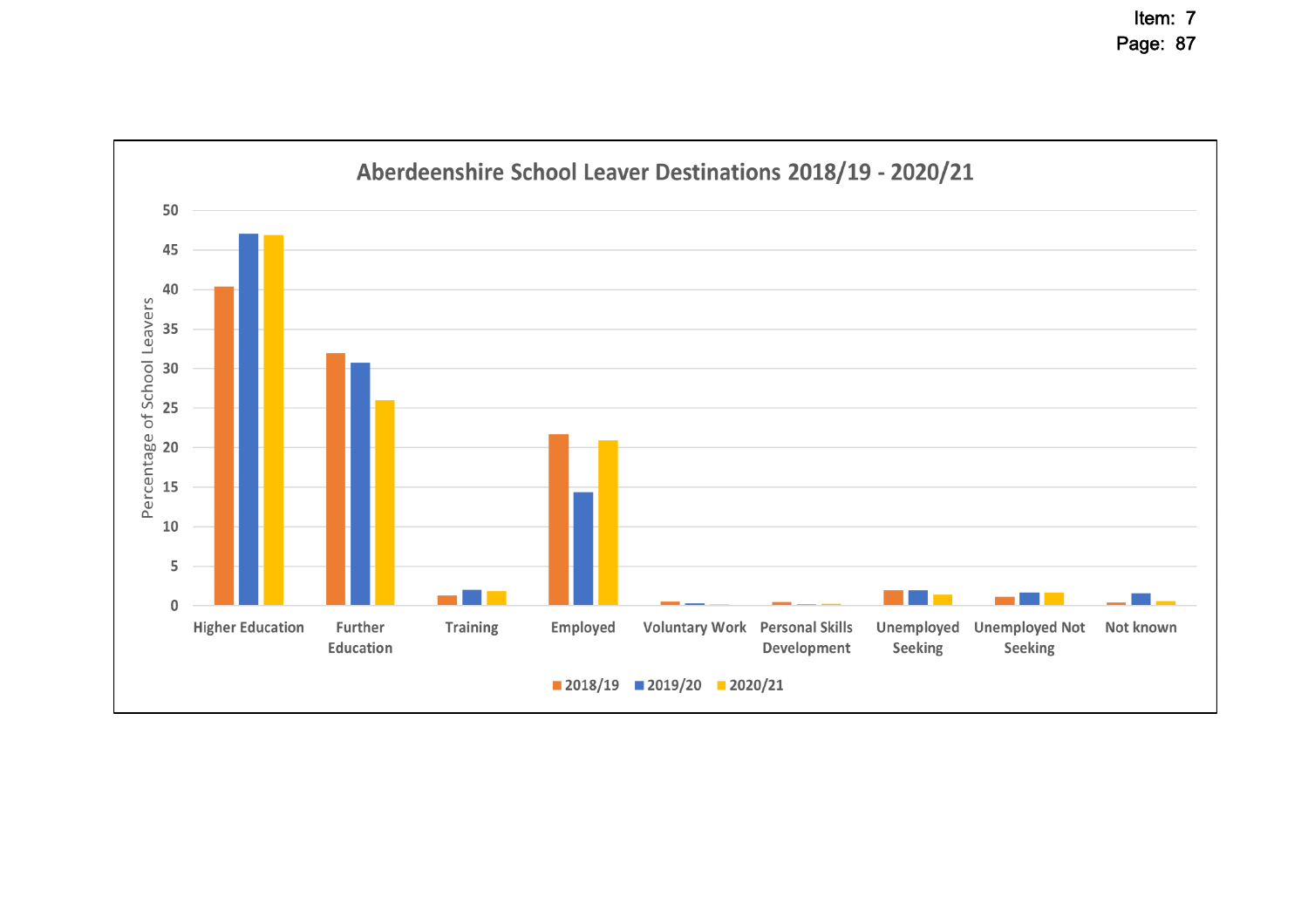## Aberdeenshire School Leaver Destinations 2018/19 - 2020/21

Percentage of School Leavers

| | 2018/19 | 2019/20 | 2020/21 |
|---|---|---|---|
| Higher Education | | | |
| Further Education | | | |
| Training | | | |
| Employed | | | |
| Voluntary Work | | | |
| Personal Skills Development | | | |
| Unemployed Seeking | | | |
| Unemployed Not Seeking | | | |
| Not known | | | |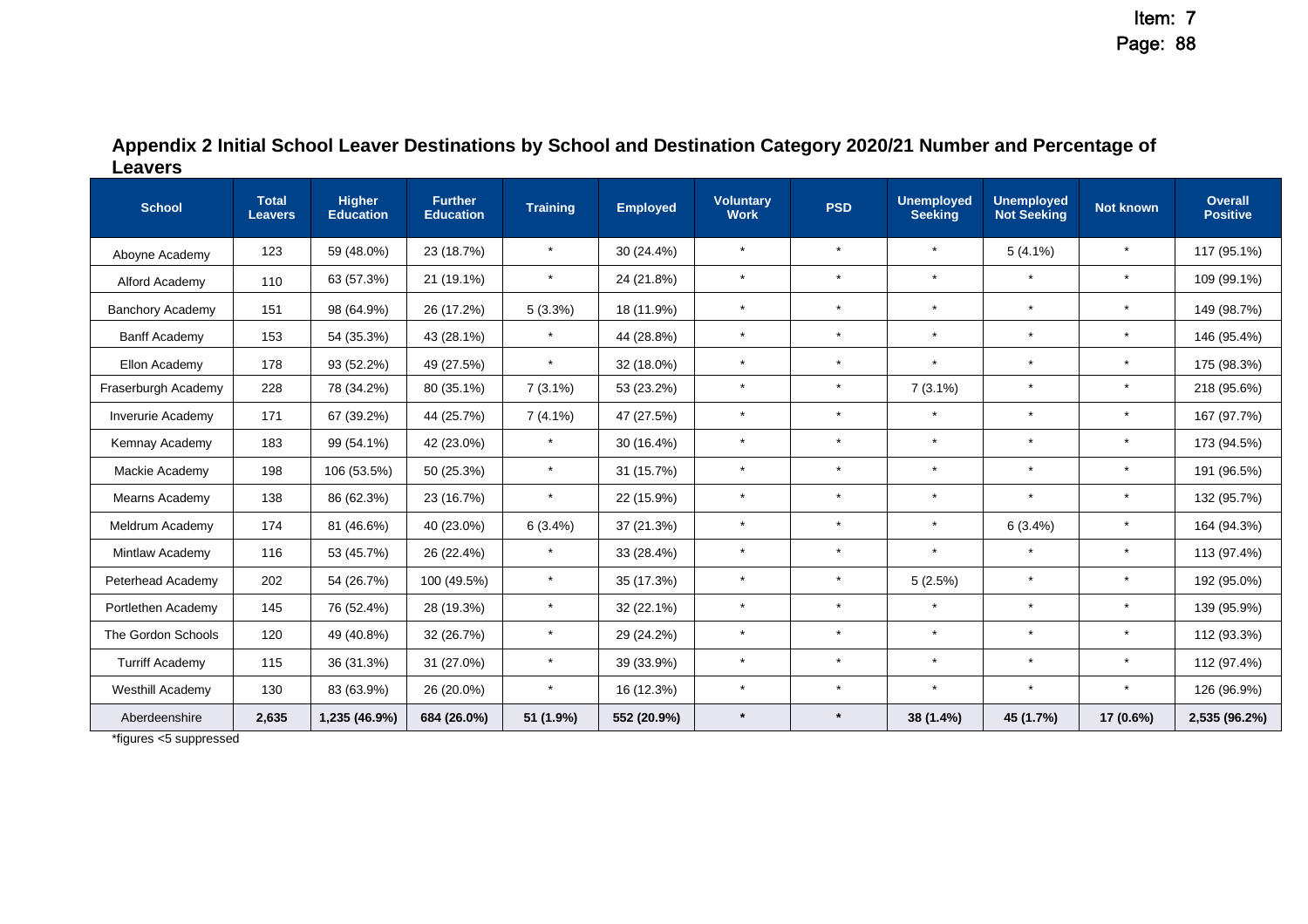## Appendix 2 Initial School Leaver Destinations by School and Destination Category 2020/21 Number and Percentage of Leavers

| School | Total Leavers | Higher Education | Further Education | Training | Employed | Voluntary Work | PSD | Unemployed Seeking | Unemployed Not Seeking | Not known | Overall Positive |
|---|---|---|---|---|---|---|---|---|---|---|---|
| Aboyne Academy | 123 | 59 (48.0%) | 23 (18.7%) | * | 30 (24.4%) | * | * | * | 5 (4.1%) | * | 117 (95.1%) |
| Alford Academy | 110 | 63 (57.3%) | 21 (19.1%) | * | 24 (21.8%) | * | * | * | * | * | 109 (99.1%) |
| Banchory Academy | 151 | 98 (64.9%) | 26 (17.2%) | 5 (3.3%) | 18 (11.9%) | * | * | * | * | * | 149 (98.7%) |
| Banff Academy | 153 | 54 (35.3%) | 43 (28.1%) | * | 44 (28.8%) | * | * | * | * | * | 146 (95.4%) |
| Ellon Academy | 178 | 93 (52.2%) | 49 (27.5%) | * | 32 (18.0%) | * | * | * | * | * | 175 (98.3%) |
| Fraserburgh Academy | 228 | 78 (34.2%) | 80 (35.1%) | 7 (3.1%) | 53 (23.2%) | * | * | 7 (3.1%) | * | * | 218 (95.6%) |
| Inverurie Academy | 171 | 67 (39.2%) | 44 (25.7%) | 7 (4.1%) | 47 (27.5%) | * | * | * | * | * | 167 (97.7%) |
| Kemnay Academy | 183 | 99 (54.1%) | 42 (23.0%) | * | 30 (16.4%) | * | * | * | * | * | 173 (94.5%) |
| Mackie Academy | 198 | 106 (53.5%) | 50 (25.3%) | * | 31 (15.7%) | * | * | * | * | * | 191 (96.5%) |
| Mearns Academy | 138 | 86 (62.3%) | 23 (16.7%) | * | 22 (15.9%) | * | * | * | * | * | 132 (95.7%) |
| Meldrum Academy | 174 | 81 (46.6%) | 40 (23.0%) | 6 (3.4%) | 37 (21.3%) | * | * | * | 6 (3.4%) | * | 164 (94.3%) |
| Mintlaw Academy | 116 | 53 (45.7%) | 26 (22.4%) | * | 33 (28.4%) | * | * | * | * | * | 113 (97.4%) |
| Peterhead Academy | 202 | 54 (26.7%) | 100 (49.5%) | * | 35 (17.3%) | * | * | 5 (2.5%) | * | * | 192 (95.0%) |
| Portlethen Academy | 145 | 76 (52.4%) | 28 (19.3%) | * | 32 (22.1%) | * | * | * | * | * | 139 (95.9%) |
| The Gordon Schools | 120 | 49 (40.8%) | 32 (26.7%) | * | 29 (24.2%) | * | * | * | * | * | 112 (93.3%) |
| Turriff Academy | 115 | 36 (31.3%) | 31 (27.0%) | * | 39 (33.9%) | * | * | * | * | * | 112 (97.4%) |
| Westhill Academy | 130 | 83 (63.9%) | 26 (20.0%) | * | 16 (12.3%) | * | * | * | * | * | 126 (96.9%) |
| Aberdeenshire | **2,635** | **1,235 (46.9%)** | **684 (26.0%)** | **51 (1.9%)** | **552 (20.9%)** | * | * | **38 (1.4%)** | **45 (1.7%)** | **17 (0.6%)** | **2,535 (96.2%)** |

*figures <5 suppressed